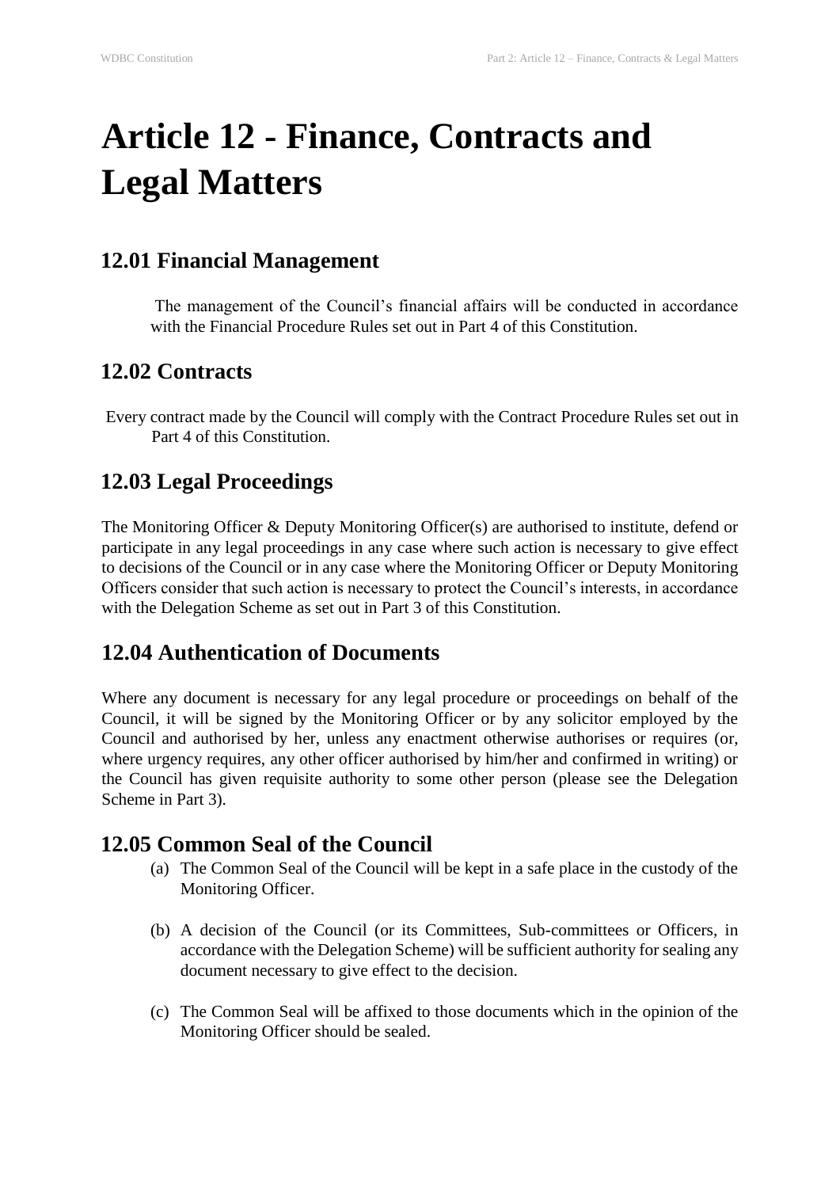# Article 12 - Finance, Contracts and Legal Matters

## 12.01 Financial Management

The management of the Council's financial affairs will be conducted in accordance with the Financial Procedure Rules set out in Part 4 of this Constitution.

## 12.02 Contracts

Every contract made by the Council will comply with the Contract Procedure Rules set out in Part 4 of this Constitution.

## 12.03 Legal Proceedings

The Monitoring Officer & Deputy Monitoring Officer(s) are authorised to institute, defend or participate in any legal proceedings in any case where such action is necessary to give effect to decisions of the Council or in any case where the Monitoring Officer or Deputy Monitoring Officers consider that such action is necessary to protect the Council's interests, in accordance with the Delegation Scheme as set out in Part 3 of this Constitution.

## 12.04 Authentication of Documents

Where any document is necessary for any legal procedure or proceedings on behalf of the Council, it will be signed by the Monitoring Officer or by any solicitor employed by the Council and authorised by her, unless any enactment otherwise authorises or requires (or, where urgency requires, any other officer authorised by him/her and confirmed in writing) or the Council has given requisite authority to some other person (please see the Delegation Scheme in Part 3).

## 12.05 Common Seal of the Council

(a) The Common Seal of the Council will be kept in a safe place in the custody of the Monitoring Officer.

(b) A decision of the Council (or its Committees, Sub-committees or Officers, in accordance with the Delegation Scheme) will be sufficient authority for sealing any document necessary to give effect to the decision.

(c) The Common Seal will be affixed to those documents which in the opinion of the Monitoring Officer should be sealed.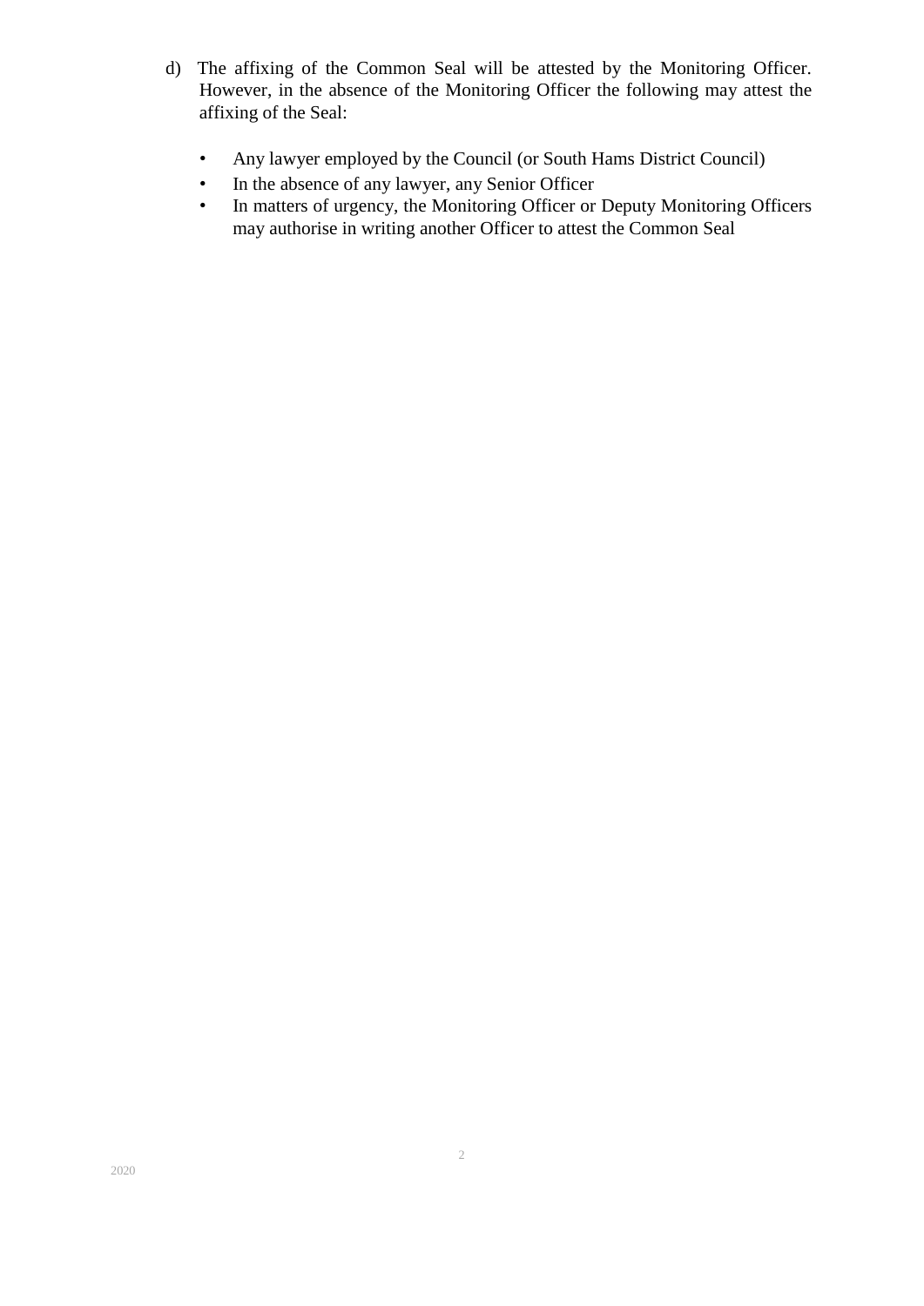d) The affixing of the Common Seal will be attested by the Monitoring Officer. However, in the absence of the Monitoring Officer the following may attest the affixing of the Seal:

- Any lawyer employed by the Council (or South Hams District Council)
- In the absence of any lawyer, any Senior Officer
- In matters of urgency, the Monitoring Officer or Deputy Monitoring Officers may authorise in writing another Officer to attest the Common Seal